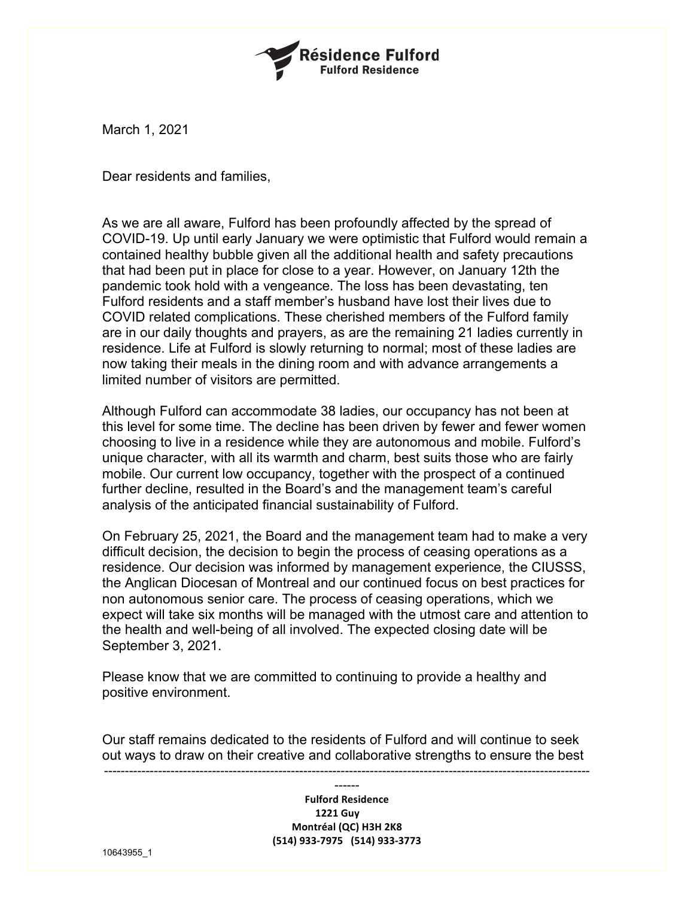**Résidence Fulford**
**Fulford Residence**

March 1, 2021

Dear residents and families,

As we are all aware, Fulford has been profoundly affected by the spread of COVID-19. Up until early January we were optimistic that Fulford would remain a contained healthy bubble given all the additional health and safety precautions that had been put in place for close to a year. However, on January 12th the pandemic took hold with a vengeance. The loss has been devastating, ten Fulford residents and a staff member's husband have lost their lives due to COVID related complications. These cherished members of the Fulford family are in our daily thoughts and prayers, as are the remaining 21 ladies currently in residence. Life at Fulford is slowly returning to normal; most of these ladies are now taking their meals in the dining room and with advance arrangements a limited number of visitors are permitted.

Although Fulford can accommodate 38 ladies, our occupancy has not been at this level for some time. The decline has been driven by fewer and fewer women choosing to live in a residence while they are autonomous and mobile. Fulford's unique character, with all its warmth and charm, best suits those who are fairly mobile. Our current low occupancy, together with the prospect of a continued further decline, resulted in the Board's and the management team's careful analysis of the anticipated financial sustainability of Fulford.

On February 25, 2021, the Board and the management team had to make a very difficult decision, the decision to begin the process of ceasing operations as a residence. Our decision was informed by management experience, the CIUSSS, the Anglican Diocesan of Montreal and our continued focus on best practices for non autonomous senior care. The process of ceasing operations, which we expect will take six months will be managed with the utmost care and attention to the health and well-being of all involved. The expected closing date will be September 3, 2021.

Please know that we are committed to continuing to provide a healthy and positive environment.

Our staff remains dedicated to the residents of Fulford and will continue to seek out ways to draw on their creative and collaborative strengths to ensure the best

---

**Fulford Residence**
**1221 Guy**
**Montréal (QC) H3H 2K8**
**(514) 933-7975 (514) 933-3773**

10643955_1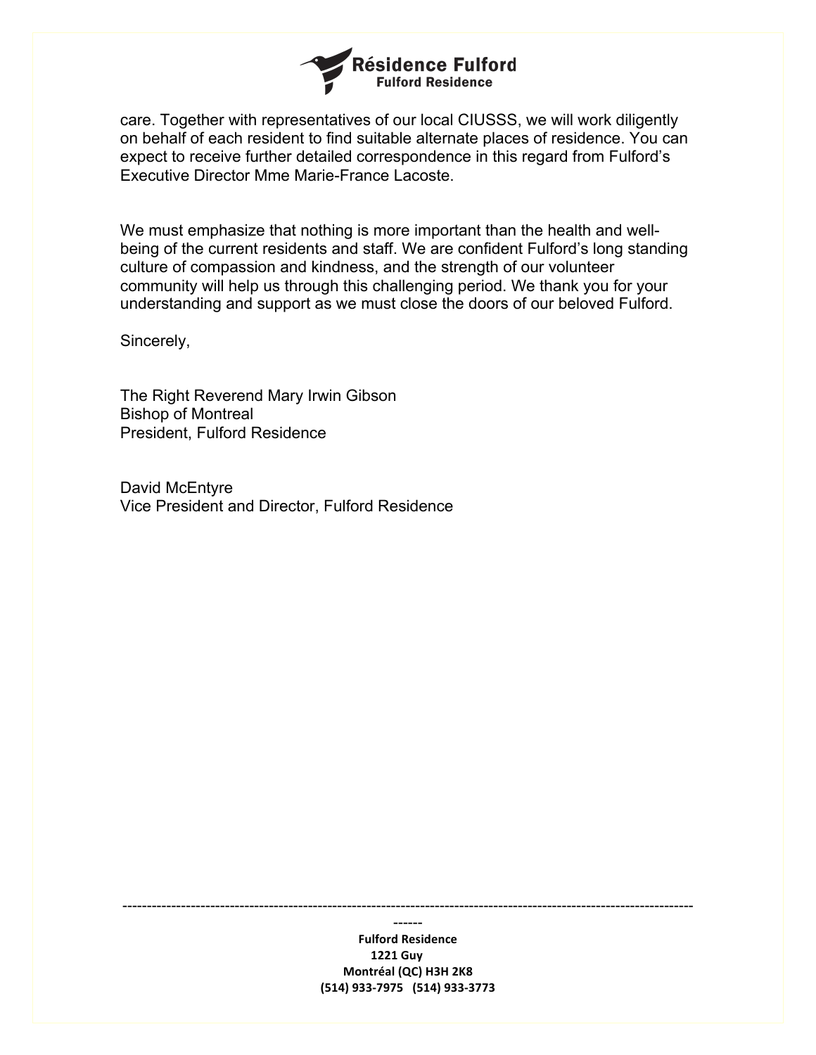care. Together with representatives of our local CIUSSS, we will work diligently on behalf of each resident to find suitable alternate places of residence. You can expect to receive further detailed correspondence in this regard from Fulford's Executive Director Mme Marie-France Lacoste.

We must emphasize that nothing is more important than the health and well-being of the current residents and staff. We are confident Fulford's long standing culture of compassion and kindness, and the strength of our volunteer community will help us through this challenging period. We thank you for your understanding and support as we must close the doors of our beloved Fulford.

Sincerely,

The Right Reverend Mary Irwin Gibson
Bishop of Montreal
President, Fulford Residence

David McEntyre
Vice President and Director, Fulford Residence

**Fulford Residence**
**1221 Guy**
**Montréal (QC) H3H 2K8**
**(514) 933-7975 (514) 933-3773**